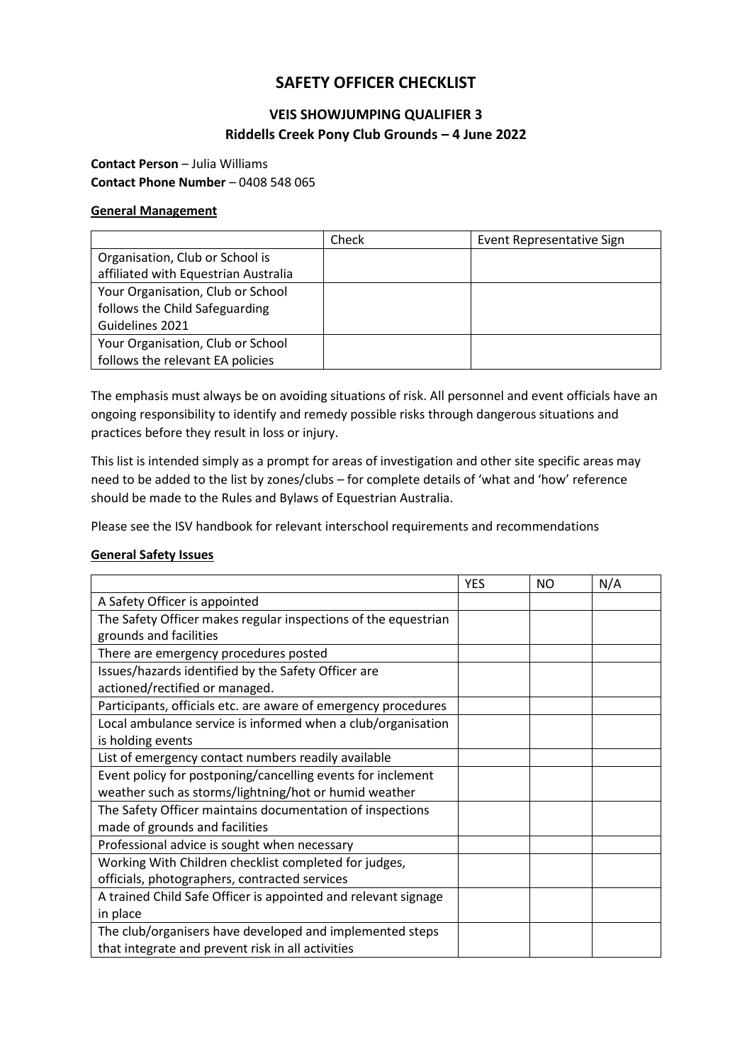# SAFETY OFFICER CHECKLIST

## VEIS SHOWJUMPING QUALIFIER 3

## Riddells Creek Pony Club Grounds – 4 June 2022

**Contact Person** – Julia Williams
**Contact Phone Number** – 0408 548 065

### General Management

| | Check | Event Representative Sign |
|---|---|---|
| Organisation, Club or School is affiliated with Equestrian Australia | | |
| Your Organisation, Club or School follows the Child Safeguarding Guidelines 2021 | | |
| Your Organisation, Club or School follows the relevant EA policies | | |

The emphasis must always be on avoiding situations of risk. All personnel and event officials have an ongoing responsibility to identify and remedy possible risks through dangerous situations and practices before they result in loss or injury.

This list is intended simply as a prompt for areas of investigation and other site specific areas may need to be added to the list by zones/clubs – for complete details of 'what and 'how' reference should be made to the Rules and Bylaws of Equestrian Australia.

Please see the ISV handbook for relevant interschool requirements and recommendations

### General Safety Issues

| | YES | NO | N/A |
|---|---|---|---|
| A Safety Officer is appointed | | | |
| The Safety Officer makes regular inspections of the equestrian grounds and facilities | | | |
| There are emergency procedures posted | | | |
| Issues/hazards identified by the Safety Officer are actioned/rectified or managed. | | | |
| Participants, officials etc. are aware of emergency procedures | | | |
| Local ambulance service is informed when a club/organisation is holding events | | | |
| List of emergency contact numbers readily available | | | |
| Event policy for postponing/cancelling events for inclement weather such as storms/lightning/hot or humid weather | | | |
| The Safety Officer maintains documentation of inspections made of grounds and facilities | | | |
| Professional advice is sought when necessary | | | |
| Working With Children checklist completed for judges, officials, photographers, contracted services | | | |
| A trained Child Safe Officer is appointed and relevant signage in place | | | |
| The club/organisers have developed and implemented steps that integrate and prevent risk in all activities | | | |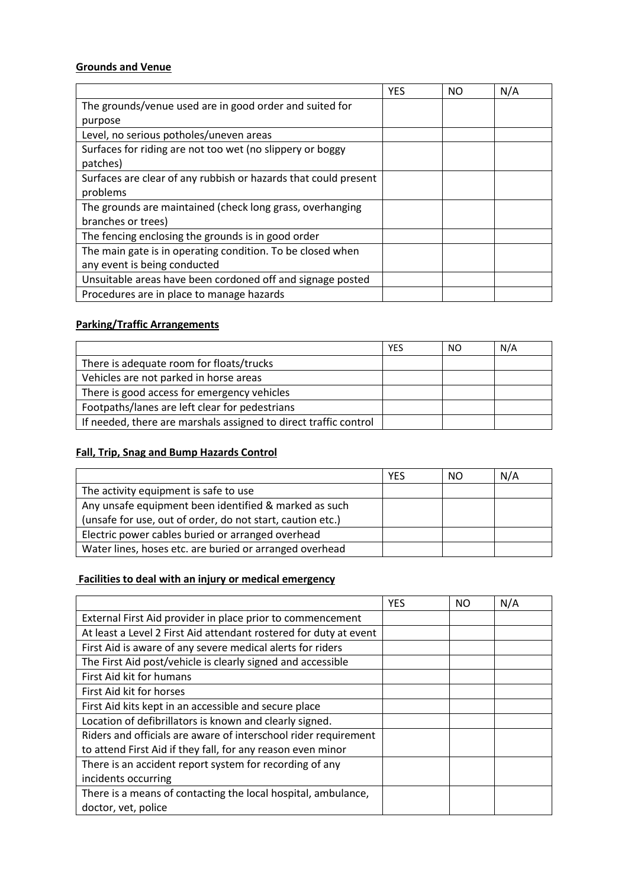**Grounds and Venue**

| | YES | NO | N/A |
|---|---|---|---|
| The grounds/venue used are in good order and suited for purpose | | | |
| Level, no serious potholes/uneven areas | | | |
| Surfaces for riding are not too wet (no slippery or boggy patches) | | | |
| Surfaces are clear of any rubbish or hazards that could present problems | | | |
| The grounds are maintained (check long grass, overhanging branches or trees) | | | |
| The fencing enclosing the grounds is in good order | | | |
| The main gate is in operating condition. To be closed when any event is being conducted | | | |
| Unsuitable areas have been cordoned off and signage posted | | | |
| Procedures are in place to manage hazards | | | |

**Parking/Traffic Arrangements**

| | YES | NO | N/A |
|---|---|---|---|
| There is adequate room for floats/trucks | | | |
| Vehicles are not parked in horse areas | | | |
| There is good access for emergency vehicles | | | |
| Footpaths/lanes are left clear for pedestrians | | | |
| If needed, there are marshals assigned to direct traffic control | | | |

**Fall, Trip, Snag and Bump Hazards Control**

| | YES | NO | N/A |
|---|---|---|---|
| The activity equipment is safe to use | | | |
| Any unsafe equipment been identified & marked as such (unsafe for use, out of order, do not start, caution etc.) | | | |
| Electric power cables buried or arranged overhead | | | |
| Water lines, hoses etc. are buried or arranged overhead | | | |

**Facilities to deal with an injury or medical emergency**

| | YES | NO | N/A |
|---|---|---|---|
| External First Aid provider in place prior to commencement | | | |
| At least a Level 2 First Aid attendant rostered for duty at event | | | |
| First Aid is aware of any severe medical alerts for riders | | | |
| The First Aid post/vehicle is clearly signed and accessible | | | |
| First Aid kit for humans | | | |
| First Aid kit for horses | | | |
| First Aid kits kept in an accessible and secure place | | | |
| Location of defibrillators is known and clearly signed. | | | |
| Riders and officials are aware of interschool rider requirement to attend First Aid if they fall, for any reason even minor | | | |
| There is an accident report system for recording of any incidents occurring | | | |
| There is a means of contacting the local hospital, ambulance, doctor, vet, police | | | |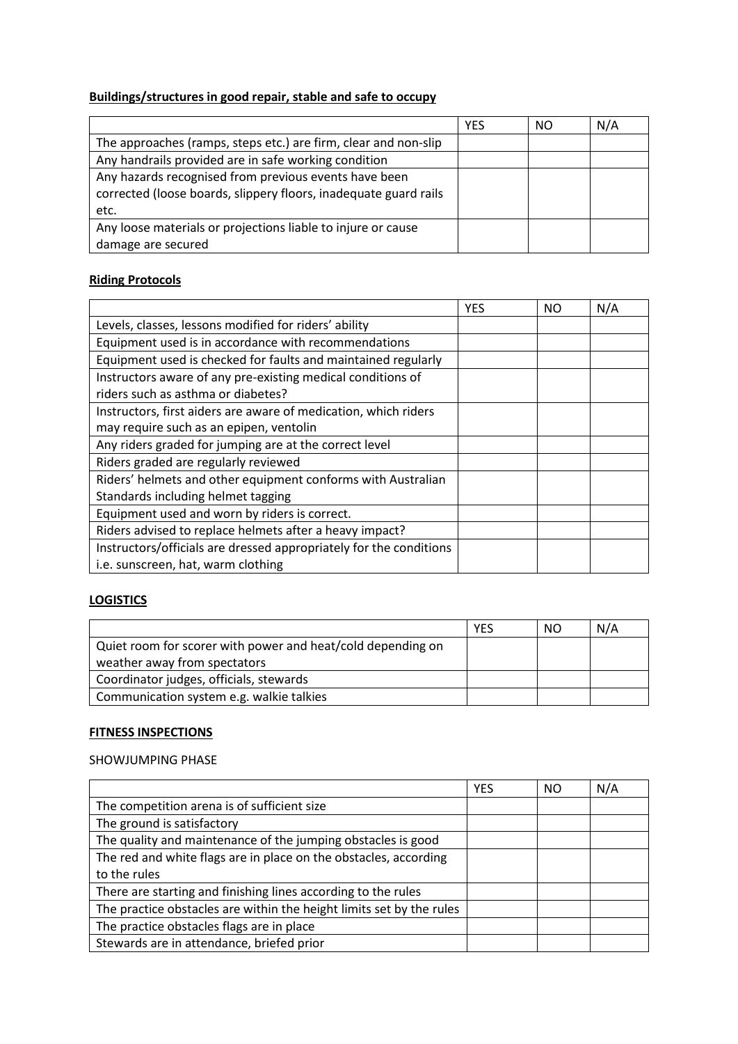**Buildings/structures in good repair, stable and safe to occupy**

| | YES | NO | N/A |
|---|---|---|---|
| The approaches (ramps, steps etc.) are firm, clear and non-slip | | | |
| Any handrails provided are in safe working condition | | | |
| Any hazards recognised from previous events have been corrected (loose boards, slippery floors, inadequate guard rails etc. | | | |
| Any loose materials or projections liable to injure or cause damage are secured | | | |

**Riding Protocols**

| | YES | NO | N/A |
|---|---|---|---|
| Levels, classes, lessons modified for riders' ability | | | |
| Equipment used is in accordance with recommendations | | | |
| Equipment used is checked for faults and maintained regularly | | | |
| Instructors aware of any pre-existing medical conditions of riders such as asthma or diabetes? | | | |
| Instructors, first aiders are aware of medication, which riders may require such as an epipen, ventolin | | | |
| Any riders graded for jumping are at the correct level | | | |
| Riders graded are regularly reviewed | | | |
| Riders' helmets and other equipment conforms with Australian Standards including helmet tagging | | | |
| Equipment used and worn by riders is correct. | | | |
| Riders advised to replace helmets after a heavy impact? | | | |
| Instructors/officials are dressed appropriately for the conditions i.e. sunscreen, hat, warm clothing | | | |

**LOGISTICS**

| | YES | NO | N/A |
|---|---|---|---|
| Quiet room for scorer with power and heat/cold depending on weather away from spectators | | | |
| Coordinator judges, officials, stewards | | | |
| Communication system e.g. walkie talkies | | | |

**FITNESS INSPECTIONS**

SHOWJUMPING PHASE

| | YES | NO | N/A |
|---|---|---|---|
| The competition arena is of sufficient size | | | |
| The ground is satisfactory | | | |
| The quality and maintenance of the jumping obstacles is good | | | |
| The red and white flags are in place on the obstacles, according to the rules | | | |
| There are starting and finishing lines according to the rules | | | |
| The practice obstacles are within the height limits set by the rules | | | |
| The practice obstacles flags are in place | | | |
| Stewards are in attendance, briefed prior | | | |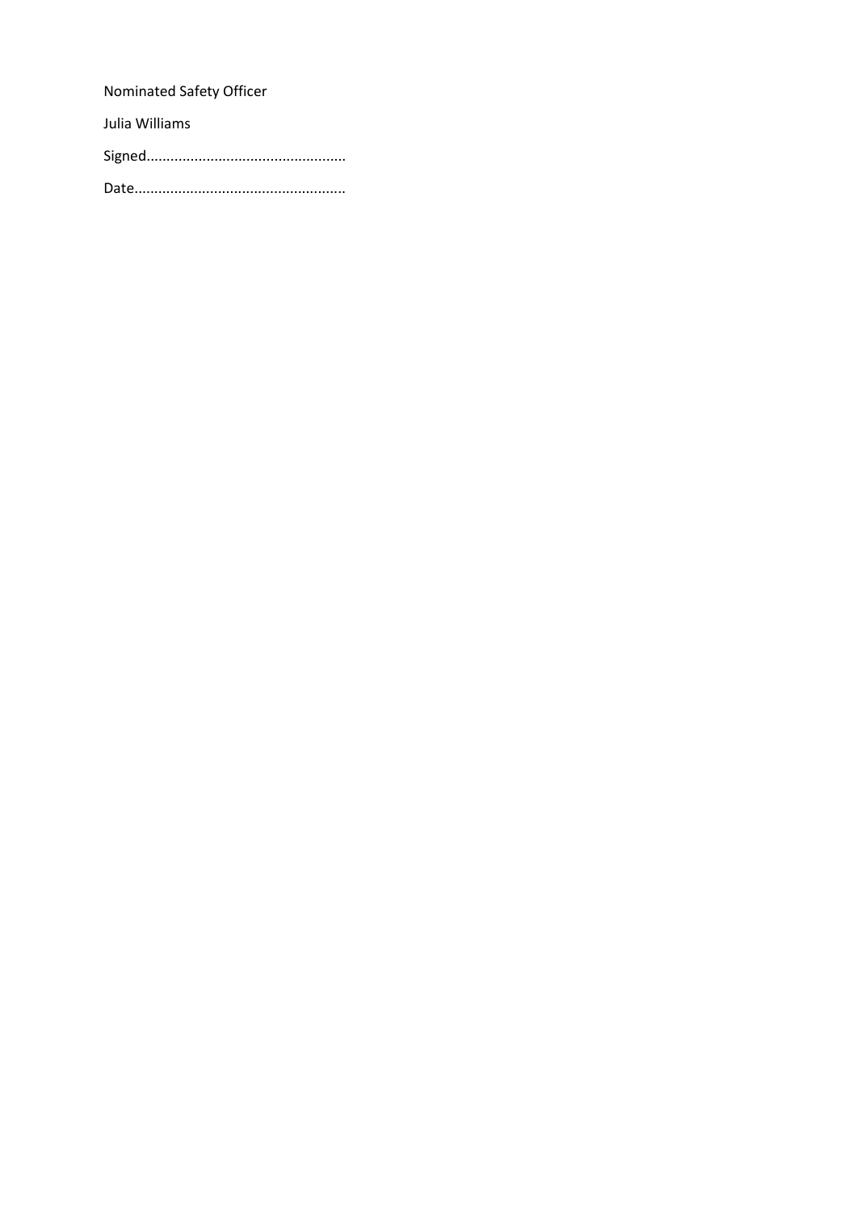Nominated Safety Officer

Julia Williams

Signed.................................................

Date....................................................